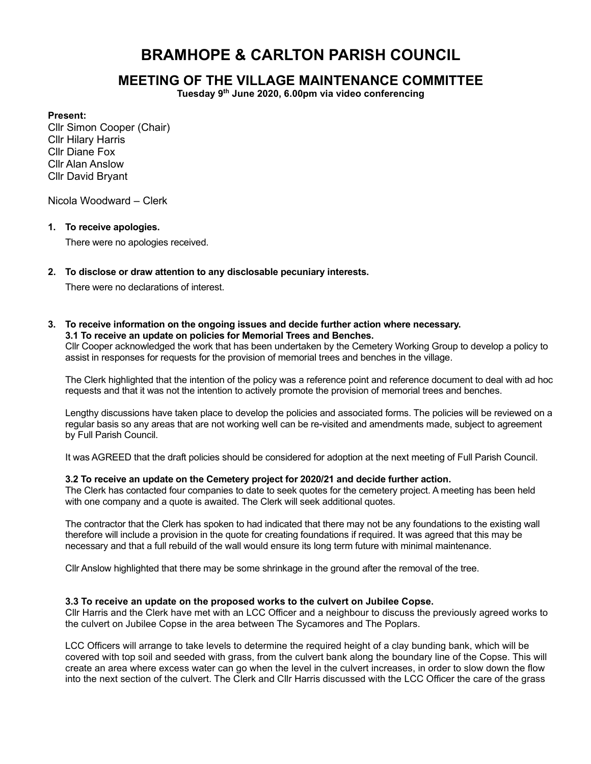# BRAMHOPE & CARLTON PARISH COUNCIL

## MEETING OF THE VILLAGE MAINTENANCE COMMITTEE

**Tuesday 9th June 2020, 6.00pm via video conferencing**

**Present:**
Cllr Simon Cooper (Chair)
Cllr Hilary Harris
Cllr Diane Fox
Cllr Alan Anslow
Cllr David Bryant

Nicola Woodward – Clerk

**1. To receive apologies.**

There were no apologies received.

**2. To disclose or draw attention to any disclosable pecuniary interests.**

There were no declarations of interest.

**3. To receive information on the ongoing issues and decide further action where necessary.**

**3.1 To receive an update on policies for Memorial Trees and Benches.**

Cllr Cooper acknowledged the work that has been undertaken by the Cemetery Working Group to develop a policy to assist in responses for requests for the provision of memorial trees and benches in the village.

The Clerk highlighted that the intention of the policy was a reference point and reference document to deal with ad hoc requests and that it was not the intention to actively promote the provision of memorial trees and benches.

Lengthy discussions have taken place to develop the policies and associated forms. The policies will be reviewed on a regular basis so any areas that are not working well can be re-visited and amendments made, subject to agreement by Full Parish Council.

It was AGREED that the draft policies should be considered for adoption at the next meeting of Full Parish Council.

**3.2 To receive an update on the Cemetery project for 2020/21 and decide further action.**

The Clerk has contacted four companies to date to seek quotes for the cemetery project. A meeting has been held with one company and a quote is awaited. The Clerk will seek additional quotes.

The contractor that the Clerk has spoken to had indicated that there may not be any foundations to the existing wall therefore will include a provision in the quote for creating foundations if required. It was agreed that this may be necessary and that a full rebuild of the wall would ensure its long term future with minimal maintenance.

Cllr Anslow highlighted that there may be some shrinkage in the ground after the removal of the tree.

**3.3 To receive an update on the proposed works to the culvert on Jubilee Copse.**

Cllr Harris and the Clerk have met with an LCC Officer and a neighbour to discuss the previously agreed works to the culvert on Jubilee Copse in the area between The Sycamores and The Poplars.

LCC Officers will arrange to take levels to determine the required height of a clay bunding bank, which will be covered with top soil and seeded with grass, from the culvert bank along the boundary line of the Copse. This will create an area where excess water can go when the level in the culvert increases, in order to slow down the flow into the next section of the culvert. The Clerk and Cllr Harris discussed with the LCC Officer the care of the grass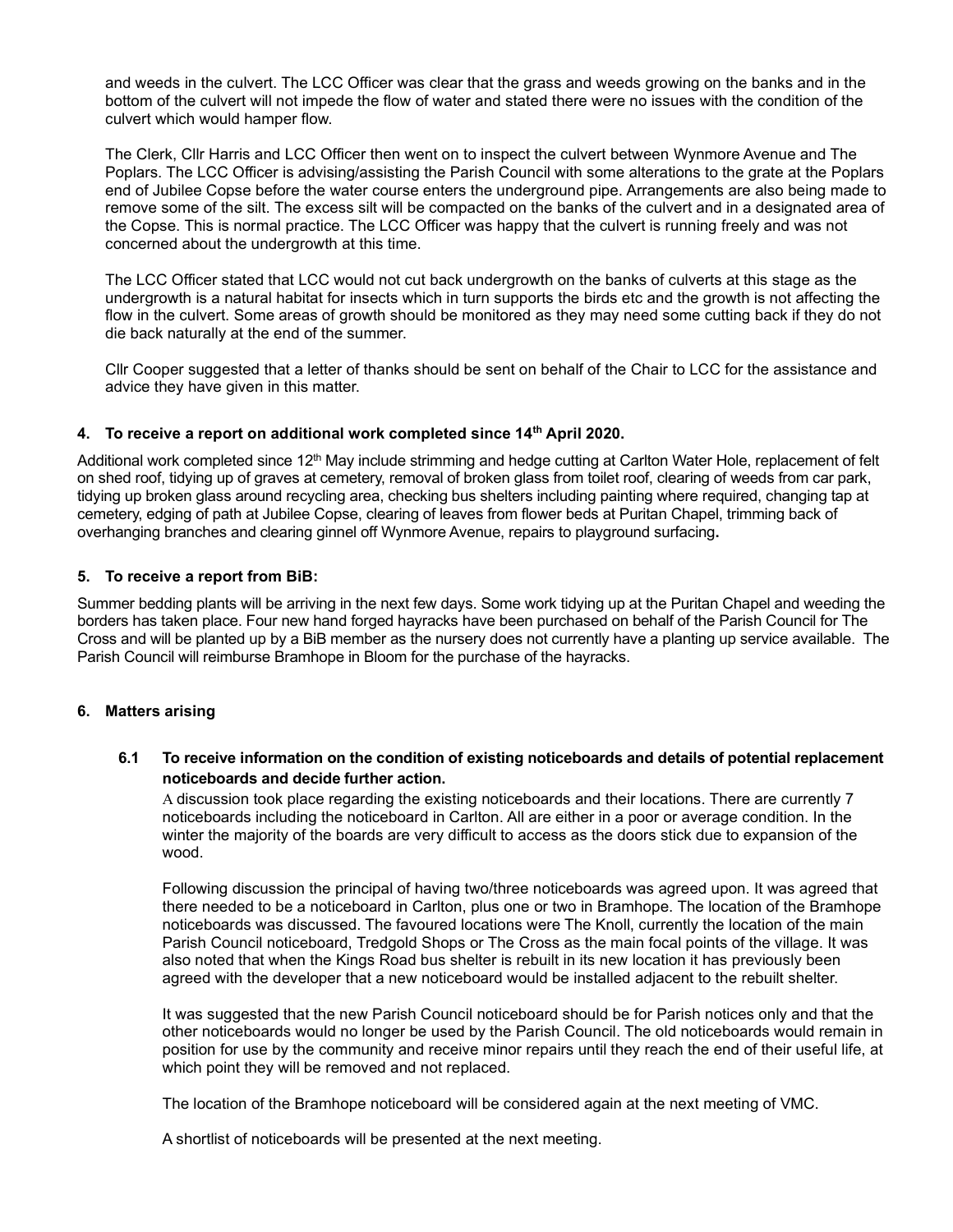and weeds in the culvert. The LCC Officer was clear that the grass and weeds growing on the banks and in the bottom of the culvert will not impede the flow of water and stated there were no issues with the condition of the culvert which would hamper flow.

The Clerk, Cllr Harris and LCC Officer then went on to inspect the culvert between Wynmore Avenue and The Poplars. The LCC Officer is advising/assisting the Parish Council with some alterations to the grate at the Poplars end of Jubilee Copse before the water course enters the underground pipe. Arrangements are also being made to remove some of the silt. The excess silt will be compacted on the banks of the culvert and in a designated area of the Copse. This is normal practice. The LCC Officer was happy that the culvert is running freely and was not concerned about the undergrowth at this time.

The LCC Officer stated that LCC would not cut back undergrowth on the banks of culverts at this stage as the undergrowth is a natural habitat for insects which in turn supports the birds etc and the growth is not affecting the flow in the culvert. Some areas of growth should be monitored as they may need some cutting back if they do not die back naturally at the end of the summer.

Cllr Cooper suggested that a letter of thanks should be sent on behalf of the Chair to LCC for the assistance and advice they have given in this matter.

## 4. To receive a report on additional work completed since 14th April 2020.

Additional work completed since 12th May include strimming and hedge cutting at Carlton Water Hole, replacement of felt on shed roof, tidying up of graves at cemetery, removal of broken glass from toilet roof, clearing of weeds from car park, tidying up broken glass around recycling area, checking bus shelters including painting where required, changing tap at cemetery, edging of path at Jubilee Copse, clearing of leaves from flower beds at Puritan Chapel, trimming back of overhanging branches and clearing ginnel off Wynmore Avenue, repairs to playground surfacing.

## 5. To receive a report from BiB:

Summer bedding plants will be arriving in the next few days. Some work tidying up at the Puritan Chapel and weeding the borders has taken place. Four new hand forged hayracks have been purchased on behalf of the Parish Council for The Cross and will be planted up by a BiB member as the nursery does not currently have a planting up service available. The Parish Council will reimburse Bramhope in Bloom for the purchase of the hayracks.

## 6. Matters arising

### 6.1 To receive information on the condition of existing noticeboards and details of potential replacement noticeboards and decide further action.

A discussion took place regarding the existing noticeboards and their locations. There are currently 7 noticeboards including the noticeboard in Carlton. All are either in a poor or average condition. In the winter the majority of the boards are very difficult to access as the doors stick due to expansion of the wood.

Following discussion the principal of having two/three noticeboards was agreed upon. It was agreed that there needed to be a noticeboard in Carlton, plus one or two in Bramhope. The location of the Bramhope noticeboards was discussed. The favoured locations were The Knoll, currently the location of the main Parish Council noticeboard, Tredgold Shops or The Cross as the main focal points of the village. It was also noted that when the Kings Road bus shelter is rebuilt in its new location it has previously been agreed with the developer that a new noticeboard would be installed adjacent to the rebuilt shelter.

It was suggested that the new Parish Council noticeboard should be for Parish notices only and that the other noticeboards would no longer be used by the Parish Council. The old noticeboards would remain in position for use by the community and receive minor repairs until they reach the end of their useful life, at which point they will be removed and not replaced.

The location of the Bramhope noticeboard will be considered again at the next meeting of VMC.

A shortlist of noticeboards will be presented at the next meeting.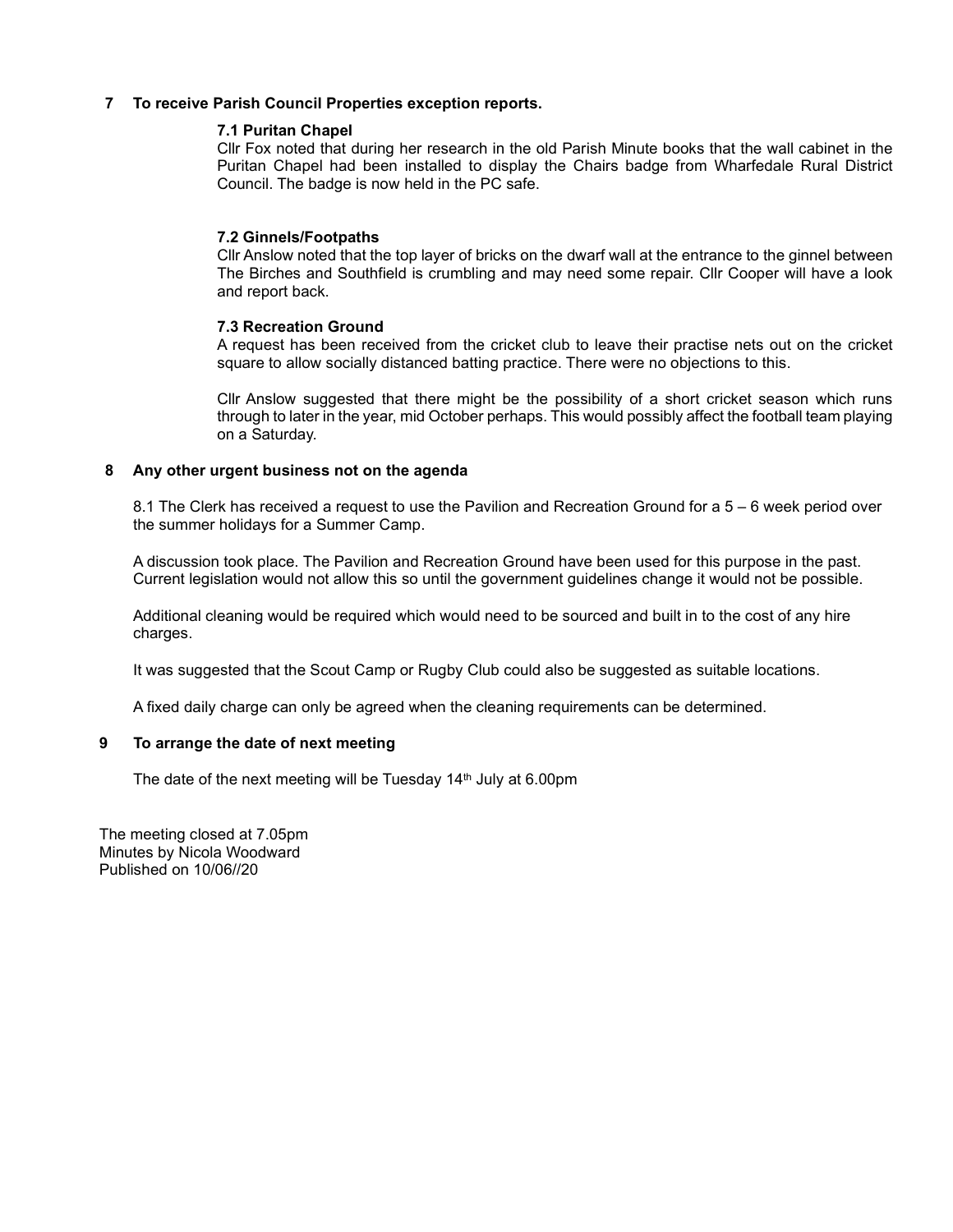## 7 To receive Parish Council Properties exception reports.

### 7.1 Puritan Chapel

Cllr Fox noted that during her research in the old Parish Minute books that the wall cabinet in the Puritan Chapel had been installed to display the Chairs badge from Wharfedale Rural District Council. The badge is now held in the PC safe.

### 7.2 Ginnels/Footpaths

Cllr Anslow noted that the top layer of bricks on the dwarf wall at the entrance to the ginnel between The Birches and Southfield is crumbling and may need some repair. Cllr Cooper will have a look and report back.

### 7.3 Recreation Ground

A request has been received from the cricket club to leave their practise nets out on the cricket square to allow socially distanced batting practice. There were no objections to this.

Cllr Anslow suggested that there might be the possibility of a short cricket season which runs through to later in the year, mid October perhaps. This would possibly affect the football team playing on a Saturday.

## 8 Any other urgent business not on the agenda

8.1 The Clerk has received a request to use the Pavilion and Recreation Ground for a 5 – 6 week period over the summer holidays for a Summer Camp.

A discussion took place. The Pavilion and Recreation Ground have been used for this purpose in the past. Current legislation would not allow this so until the government guidelines change it would not be possible.

Additional cleaning would be required which would need to be sourced and built in to the cost of any hire charges.

It was suggested that the Scout Camp or Rugby Club could also be suggested as suitable locations.

A fixed daily charge can only be agreed when the cleaning requirements can be determined.

## 9 To arrange the date of next meeting

The date of the next meeting will be Tuesday 14th July at 6.00pm

The meeting closed at 7.05pm
Minutes by Nicola Woodward
Published on 10/06//20